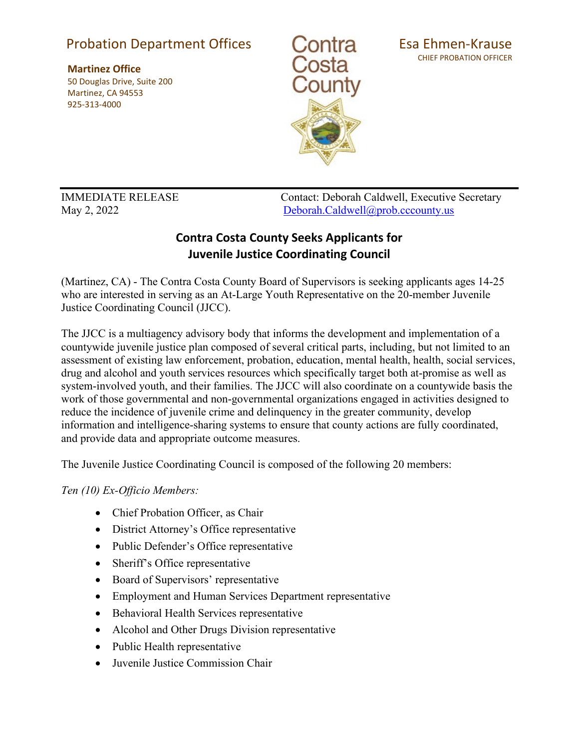Probation Department Offices

**Martinez Office**
50 Douglas Drive, Suite 200
Martinez, CA 94553
925-313-4000

Contra Costa County

Esa Ehmen-Krause
CHIEF PROBATION OFFICER

IMMEDIATE RELEASE
May 2, 2022

Contact: Deborah Caldwell, Executive Secretary
Deborah.Caldwell@prob.cccounty.us

## Contra Costa County Seeks Applicants for Juvenile Justice Coordinating Council

(Martinez, CA) - The Contra Costa County Board of Supervisors is seeking applicants ages 14-25 who are interested in serving as an At-Large Youth Representative on the 20-member Juvenile Justice Coordinating Council (JJCC).

The JJCC is a multiagency advisory body that informs the development and implementation of a countywide juvenile justice plan composed of several critical parts, including, but not limited to an assessment of existing law enforcement, probation, education, mental health, health, social services, drug and alcohol and youth services resources which specifically target both at-promise as well as system-involved youth, and their families. The JJCC will also coordinate on a countywide basis the work of those governmental and non-governmental organizations engaged in activities designed to reduce the incidence of juvenile crime and delinquency in the greater community, develop information and intelligence-sharing systems to ensure that county actions are fully coordinated, and provide data and appropriate outcome measures.

The Juvenile Justice Coordinating Council is composed of the following 20 members:

*Ten (10) Ex-Officio Members:*

- Chief Probation Officer, as Chair
- District Attorney's Office representative
- Public Defender's Office representative
- Sheriff's Office representative
- Board of Supervisors' representative
- Employment and Human Services Department representative
- Behavioral Health Services representative
- Alcohol and Other Drugs Division representative
- Public Health representative
- Juvenile Justice Commission Chair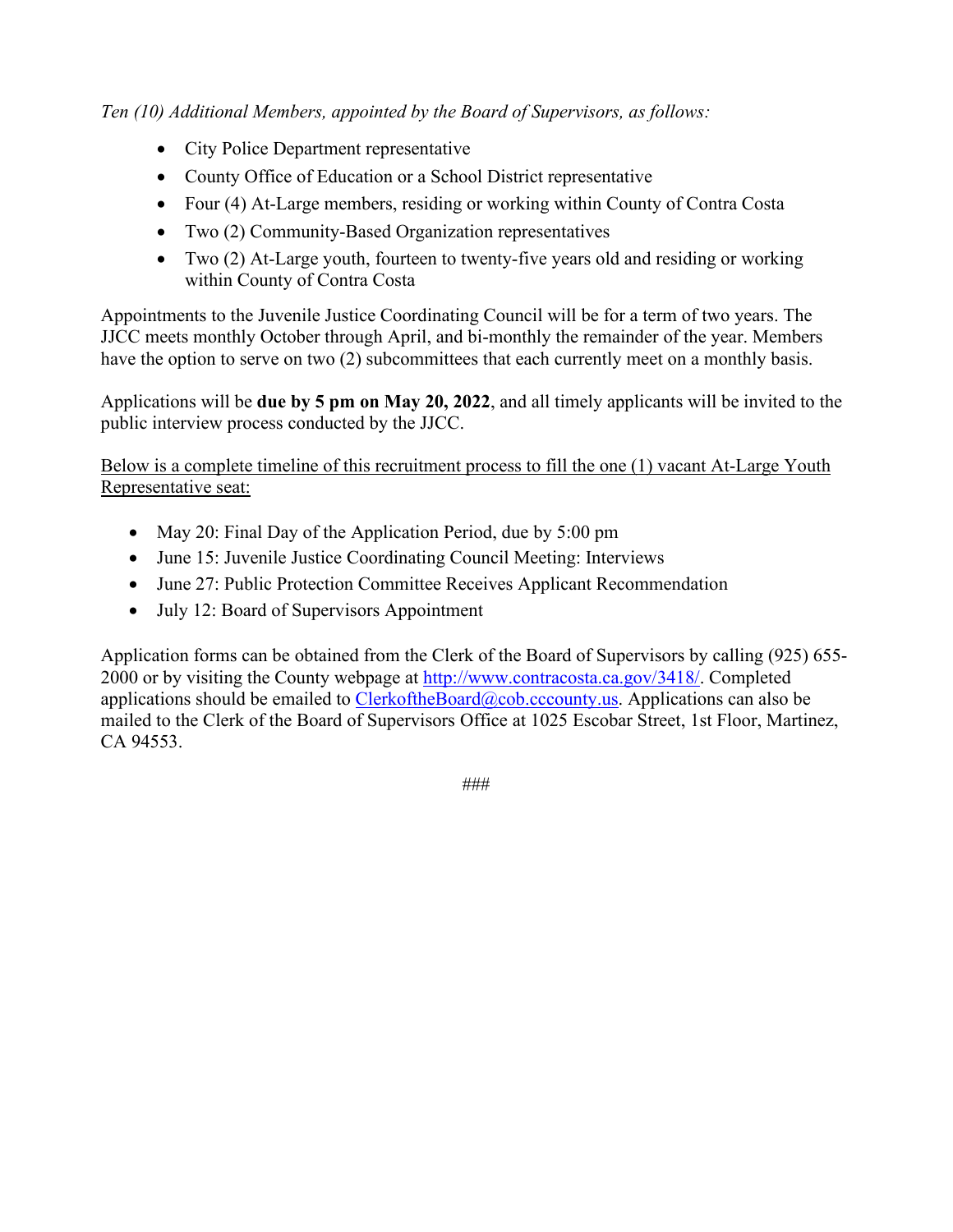*Ten (10) Additional Members, appointed by the Board of Supervisors, as follows:*

- City Police Department representative
- County Office of Education or a School District representative
- Four (4) At-Large members, residing or working within County of Contra Costa
- Two (2) Community-Based Organization representatives
- Two (2) At-Large youth, fourteen to twenty-five years old and residing or working within County of Contra Costa

Appointments to the Juvenile Justice Coordinating Council will be for a term of two years. The JJCC meets monthly October through April, and bi-monthly the remainder of the year. Members have the option to serve on two (2) subcommittees that each currently meet on a monthly basis.

Applications will be **due by 5 pm on May 20, 2022**, and all timely applicants will be invited to the public interview process conducted by the JJCC.

<u>Below is a complete timeline of this recruitment process to fill the one (1) vacant At-Large Youth Representative seat:</u>

- May 20: Final Day of the Application Period, due by 5:00 pm
- June 15: Juvenile Justice Coordinating Council Meeting: Interviews
- June 27: Public Protection Committee Receives Applicant Recommendation
- July 12: Board of Supervisors Appointment

Application forms can be obtained from the Clerk of the Board of Supervisors by calling (925) 655-2000 or by visiting the County webpage at [http://www.contracosta.ca.gov/3418/](http://www.contracosta.ca.gov/3418/). Completed applications should be emailed to [ClerkoftheBoard@cob.cccounty.us](mailto:ClerkoftheBoard@cob.cccounty.us). Applications can also be mailed to the Clerk of the Board of Supervisors Office at 1025 Escobar Street, 1st Floor, Martinez, CA 94553.

###